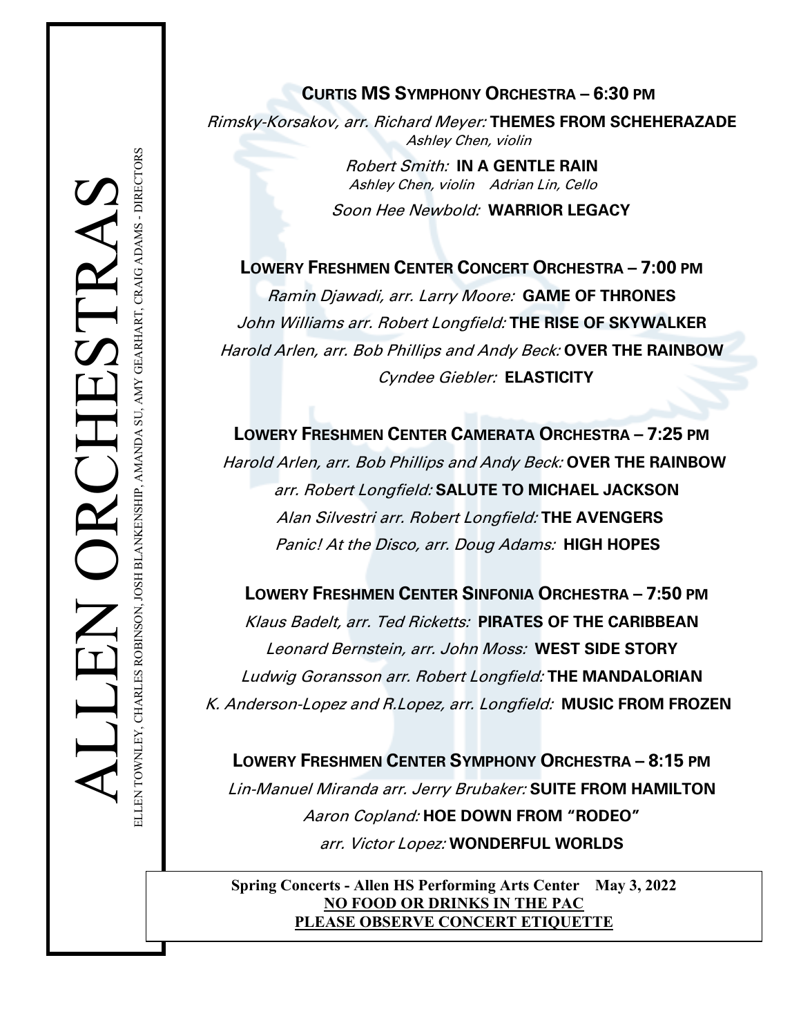# ALLEN ORCHESTRAS

ELLEN TOWNLEY, CHARLES ROBINSON, JOSH BLANKENSHIP, AMANDA SU, AMY GEARHART, CRAIG ADAMS - DIRECTORS

## CURTIS MS SYMPHONY ORCHESTRA – 6:30 PM

*Rimsky-Korsakov, arr. Richard Meyer:* **THEMES FROM SCHEHERAZADE**
*Ashley Chen, violin*

*Robert Smith:* **IN A GENTLE RAIN**
*Ashley Chen, violin    Adrian Lin, Cello*

*Soon Hee Newbold:* **WARRIOR LEGACY**

## LOWERY FRESHMEN CENTER CONCERT ORCHESTRA – 7:00 PM

*Ramin Djawadi, arr. Larry Moore:* **GAME OF THRONES**

*John Williams arr. Robert Longfield:* **THE RISE OF SKYWALKER**

*Harold Arlen, arr. Bob Phillips and Andy Beck:* **OVER THE RAINBOW**

*Cyndee Giebler:* **ELASTICITY**

## LOWERY FRESHMEN CENTER CAMERATA ORCHESTRA – 7:25 PM

*Harold Arlen, arr. Bob Phillips and Andy Beck:* **OVER THE RAINBOW**

*arr. Robert Longfield:* **SALUTE TO MICHAEL JACKSON**

*Alan Silvestri arr. Robert Longfield:* **THE AVENGERS**

*Panic! At the Disco, arr. Doug Adams:* **HIGH HOPES**

## LOWERY FRESHMEN CENTER SINFONIA ORCHESTRA – 7:50 PM

*Klaus Badelt, arr. Ted Ricketts:* **PIRATES OF THE CARIBBEAN**

*Leonard Bernstein, arr. John Moss:* **WEST SIDE STORY**

*Ludwig Goransson arr. Robert Longfield:* **THE MANDALORIAN**

*K. Anderson-Lopez and R.Lopez, arr. Longfield:* **MUSIC FROM FROZEN**

## LOWERY FRESHMEN CENTER SYMPHONY ORCHESTRA – 8:15 PM

*Lin-Manuel Miranda arr. Jerry Brubaker:* **SUITE FROM HAMILTON**

*Aaron Copland:* **HOE DOWN FROM "RODEO"**

*arr. Victor Lopez:* **WONDERFUL WORLDS**

**Spring Concerts - Allen HS Performing Arts Center    May 3, 2022**
**NO FOOD OR DRINKS IN THE PAC**
**PLEASE OBSERVE CONCERT ETIQUETTE**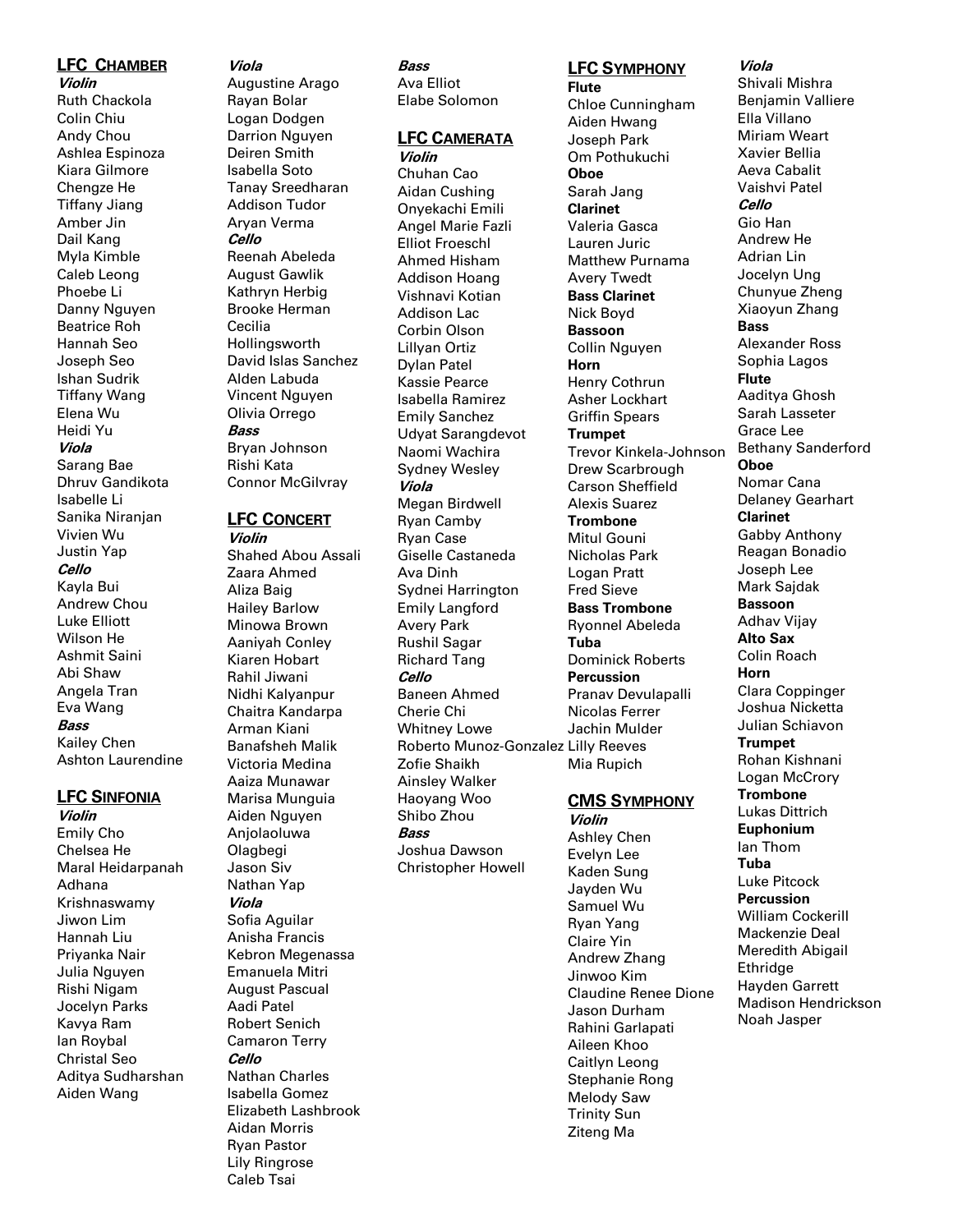## LFC Chamber

***Violin***

Ruth Chackola
Colin Chiu
Andy Chou
Ashlea Espinoza
Kiara Gilmore
Chengze He
Tiffany Jiang
Amber Jin
Dail Kang
Myla Kimble
Caleb Leong
Phoebe Li
Danny Nguyen
Beatrice Roh
Hannah Seo
Joseph Seo
Ishan Sudrik
Tiffany Wang
Elena Wu
Heidi Yu

***Viola***

Sarang Bae
Dhruv Gandikota
Isabelle Li
Sanika Niranjan
Vivien Wu
Justin Yap

***Cello***

Kayla Bui
Andrew Chou
Luke Elliott
Wilson He
Ashmit Saini
Abi Shaw
Angela Tran
Eva Wang

***Bass***

Kailey Chen
Ashton Laurendine

## LFC Sinfonia

***Violin***

Emily Cho
Chelsea He
Maral Heidarpanah
Adhana Krishnaswamy
Jiwon Lim
Hannah Liu
Priyanka Nair
Julia Nguyen
Rishi Nigam
Jocelyn Parks
Kavya Ram
Ian Roybal
Christal Seo
Aditya Sudharshan
Aiden Wang

***Viola***

Augustine Arago
Rayan Bolar
Logan Dodgen
Darrion Nguyen
Deiren Smith
Isabella Soto
Tanay Sreedharan
Addison Tudor
Aryan Verma

***Cello***

Reenah Abeleda
August Gawlik
Kathryn Herbig
Brooke Herman
Cecilia Hollingsworth
David Islas Sanchez
Alden Labuda
Vincent Nguyen
Olivia Orrego

***Bass***

Bryan Johnson
Rishi Kata
Connor McGilvray

## LFC Concert

***Violin***

Shahed Abou Assali
Zaara Ahmed
Aliza Baig
Hailey Barlow
Minowa Brown
Aaniyah Conley
Kiaren Hobart
Rahil Jiwani
Nidhi Kalyanpur
Chaitra Kandarpa
Arman Kiani
Banafsheh Malik
Victoria Medina
Aaiza Munawar
Marisa Munguia
Aiden Nguyen
Anjolaoluwa Olagbegi
Jason Siv
Nathan Yap

***Viola***

Sofia Aguilar
Anisha Francis
Kebron Megenassa
Emanuela Mitri
August Pascual
Aadi Patel
Robert Senich
Camaron Terry

***Cello***

Nathan Charles
Isabella Gomez
Elizabeth Lashbrook
Aidan Morris
Ryan Pastor
Lily Ringrose
Caleb Tsai

***Bass***

Ava Elliot
Elabe Solomon

## LFC Camerata

***Violin***

Chuhan Cao
Aidan Cushing
Onyekachi Emili
Angel Marie Fazli
Elliot Froeschl
Ahmed Hisham
Addison Hoang
Vishnavi Kotian
Addison Lac
Corbin Olson
Lillyan Ortiz
Dylan Patel
Kassie Pearce
Isabella Ramirez
Emily Sanchez
Udyat Sarangdevot
Naomi Wachira
Sydney Wesley

***Viola***

Megan Birdwell
Ryan Camby
Ryan Case
Giselle Castaneda
Ava Dinh
Sydnei Harrington
Emily Langford
Avery Park
Rushil Sagar
Richard Tang

***Cello***

Baneen Ahmed
Cherie Chi
Whitney Lowe
Roberto Munoz-Gonzalez
Zofie Shaikh
Ainsley Walker
Haoyang Woo
Shibo Zhou

***Bass***

Joshua Dawson
Christopher Howell

## LFC Symphony

**Flute**

Chloe Cunningham
Aiden Hwang
Joseph Park
Om Pothukuchi

**Oboe**

Sarah Jang

**Clarinet**

Valeria Gasca
Lauren Juric
Matthew Purnama
Avery Twedt

**Bass Clarinet**

Nick Boyd

**Bassoon**

Collin Nguyen

**Horn**

Henry Cothrun
Asher Lockhart
Griffin Spears

**Trumpet**

Trevor Kinkela-Johnson
Drew Scarbrough
Carson Sheffield
Alexis Suarez

**Trombone**

Mitul Gouni
Nicholas Park
Logan Pratt
Fred Sieve

**Bass Trombone**

Ryonnel Abeleda

**Tuba**

Dominick Roberts

**Percussion**

Pranav Devulapalli
Nicolas Ferrer
Jachin Mulder
Lilly Reeves
Mia Rupich

## CMS Symphony

***Violin***

Ashley Chen
Evelyn Lee
Kaden Sung
Jayden Wu
Samuel Wu
Ryan Yang
Claire Yin
Andrew Zhang
Jinwoo Kim
Claudine Renee Dione
Jason Durham
Rahini Garlapati
Aileen Khoo
Caitlyn Leong
Stephanie Rong
Melody Saw
Trinity Sun
Ziteng Ma

***Viola***

Shivali Mishra
Benjamin Valliere
Ella Villano
Miriam Weart
Xavier Bellia
Aeva Cabalit
Vaishvi Patel

***Cello***

Gio Han
Andrew He
Adrian Lin
Jocelyn Ung
Chunyue Zheng
Xiaoyun Zhang

**Bass**

Alexander Ross
Sophia Lagos

**Flute**

Aaditya Ghosh
Sarah Lasseter
Grace Lee
Bethany Sanderford

**Oboe**

Nomar Cana
Delaney Gearhart

**Clarinet**

Gabby Anthony
Reagan Bonadio
Joseph Lee
Mark Sajdak

**Bassoon**

Adhav Vijay

**Alto Sax**

Colin Roach

**Horn**

Clara Coppinger
Joshua Nicketta
Julian Schiavon

**Trumpet**

Rohan Kishnani
Logan McCrory

**Trombone**

Lukas Dittrich

**Euphonium**

Ian Thom

**Tuba**

Luke Pitcock

**Percussion**

William Cockerill
Mackenzie Deal
Meredith Abigail Ethridge
Hayden Garrett
Madison Hendrickson
Noah Jasper